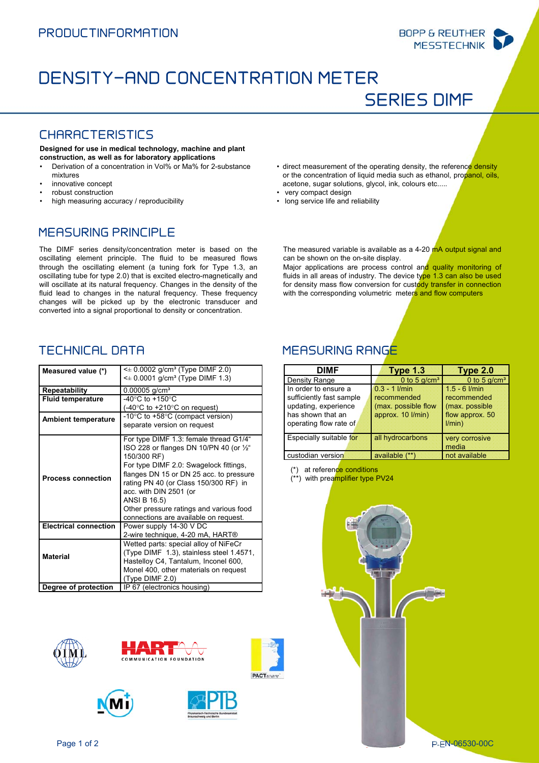PRODUCTINFORMATION

BOPP & REUTHER MESSTECHNIK

# DENSITY-AND CONCENTRATION METER

# SERIES DIMF

## CHARACTERISTICS

**Designed for use in medical technology, machine and plant construction, as well as for laboratory applications**

- Derivation of a concentration in Vol% or Ma% for 2-substance mixtures
- innovative concept
- robust construction
- high measuring accuracy / reproducibility
- direct measurement of the operating density, the reference density or the concentration of liquid media such as ethanol, propanol, oils, acetone, sugar solutions, glycol, ink, colours etc.....
- very compact design
- long service life and reliability

## MEASURING PRINCIPLE

The DIMF series density/concentration meter is based on the oscillating element principle. The fluid to be measured flows through the oscillating element (a tuning fork for Type 1.3, an oscillating tube for type 2.0) that is excited electro-magnetically and will oscillate at its natural frequency. Changes in the density of the fluid lead to changes in the natural frequency. These frequency changes will be picked up by the electronic transducer and converted into a signal proportional to density or concentration.

The measured variable is available as a 4-20 mA output signal and can be shown on the on-site display.
Major applications are process control and quality monitoring of fluids in all areas of industry. The device type 1.3 can also be used for density mass flow conversion for custody transfer in connection with the corresponding volumetric meters and flow computers

## TECHNICAL DATA

| | |
|---|---|
| **Measured value (*)** | <± 0.0002 g/cm³ (Type DIMF 2.0)<br><± 0.0001 g/cm³ (Type DIMF 1.3) |
| **Repeatability** | 0.00005 g/cm³ |
| **Fluid temperature** | -40°C to +150°C<br>(-40°C to +210°C on request) |
| **Ambient temperature** | -10°C to +58°C (compact version)<br>separate version on request |
| **Process connection** | For type DIMF 1.3: female thread G1/4" ISO 228 or flanges DN 10/PN 40 (or ½" 150/300 RF)<br>For type DIMF 2.0: Swagelock fittings, flanges DN 15 or DN 25 acc. to pressure rating PN 40 (or Class 150/300 RF) in acc. with DIN 2501 (or ANSI B 16.5)<br>Other pressure ratings and various food connections are available on request. |
| **Electrical connection** | Power supply 14-30 V DC<br>2-wire technique, 4-20 mA, HART® |
| **Material** | Wetted parts: special alloy of NiFeCr (Type DIMF 1.3), stainless steel 1.4571, Hastelloy C4, Tantalum, Inconel 600, Monel 400, other materials on request (Type DIMF 2.0) |
| **Degree of protection** | IP 67 (electronics housing) |

## MEASURING RANGE

| DIMF | Type 1.3 | Type 2.0 |
|---|---|---|
| Density Range | 0 to 5 g/cm³ | 0 to 5 g/cm³ |
| In order to ensure a sufficiently fast sample updating, experience has shown that an operating flow rate of | 0.3 - 1 l/min recommended (max. possible flow approx. 10 l/min) | 1.5 - 6 l/min recommended (max. possible flow approx. 50 l/min) |
| Especially suitable for | all hydrocarbons | very corrosive media |
| custodian version | available (**) | not available |

(*) at reference conditions
(**) with preamplifier type PV24

P-EN-06530-00C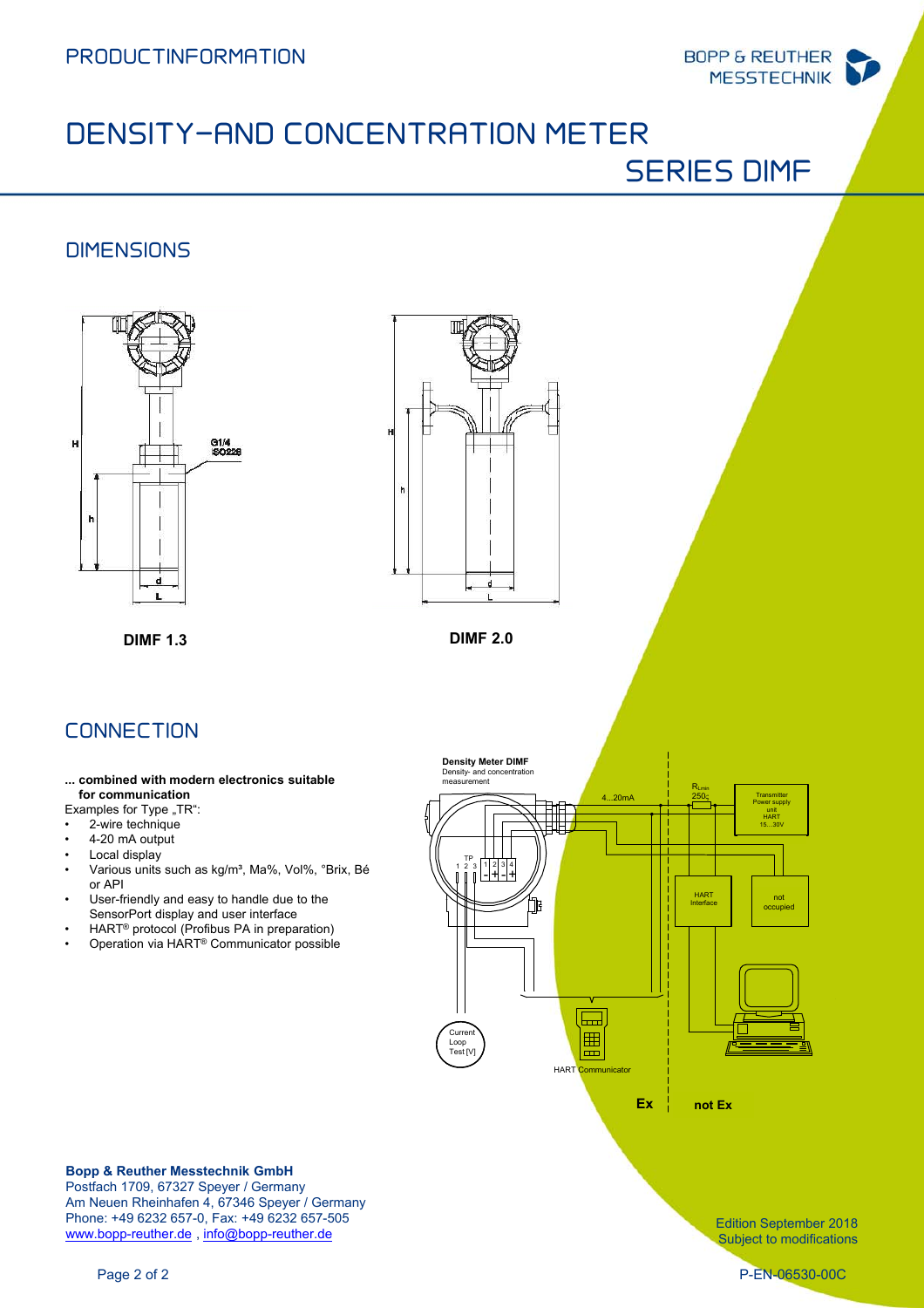PRODUCTINFORMATION

# DENSITY-AND CONCENTRATION METER SERIES DIMF

## DIMENSIONS

H

G1/4 ISO228

h

d

L

**DIMF 1.3**

H

h

d

L

**DIMF 2.0**

## CONNECTION

**... combined with modern electronics suitable for communication**

Examples for Type „TR“:

- 2-wire technique
- 4-20 mA output
- Local display
- Various units such as kg/m³, Ma%, Vol%, °Brix, Bé or API
- User-friendly and easy to handle due to the SensorPort display and user interface
- HART® protocol (Profibus PA in preparation)
- Operation via HART® Communicator possible

**Density Meter DIMF**
Density- and concentration measurement

4...20mA

$R_{Lmin}$ 250Ω

Transmitter Power supply unit HART 15...30V

TP 1 2 3

1 2 3 4

HART Interface

not occupied

Current Loop Test [V]

HART Communicator

**Ex** **not Ex**

**Bopp & Reuther Messtechnik GmbH**
Postfach 1709, 67327 Speyer / Germany
Am Neuen Rheinhafen 4, 67346 Speyer / Germany
Phone: +49 6232 657-0, Fax: +49 6232 657-505
www.bopp-reuther.de , info@bopp-reuther.de

Edition September 2018
Subject to modifications

P-EN-06530-00C